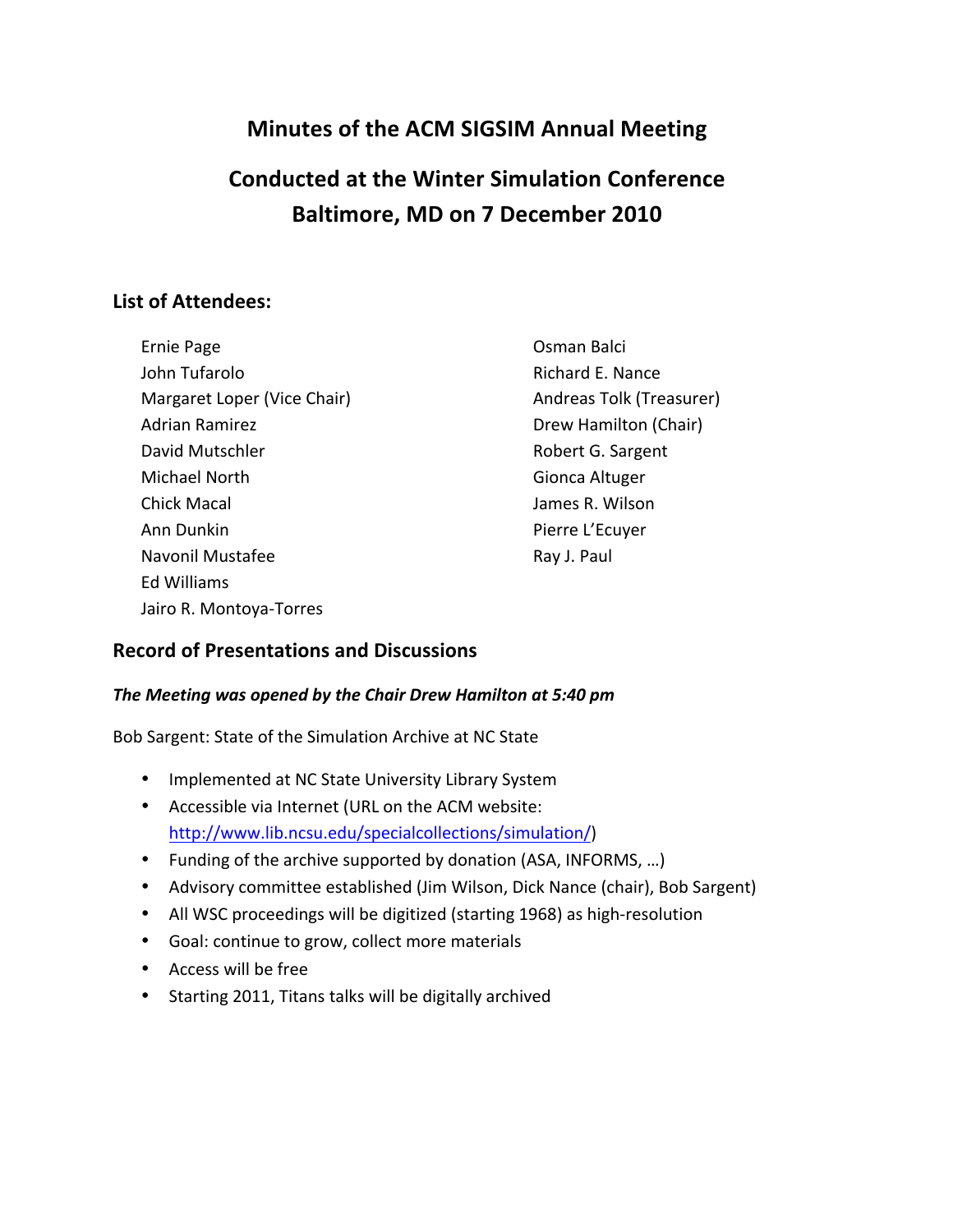# Minutes of the ACM SIGSIM Annual Meeting

## Conducted at the Winter Simulation Conference Baltimore, MD on 7 December 2010

### List of Attendees:

Ernie Page
John Tufarolo
Margaret Loper (Vice Chair)
Adrian Ramirez
David Mutschler
Michael North
Chick Macal
Ann Dunkin
Navonil Mustafee
Ed Williams
Jairo R. Montoya-Torres
Osman Balci
Richard E. Nance
Andreas Tolk (Treasurer)
Drew Hamilton (Chair)
Robert G. Sargent
Gionca Altuger
James R. Wilson
Pierre L'Ecuyer
Ray J. Paul

### Record of Presentations and Discussions

***The Meeting was opened by the Chair Drew Hamilton at 5:40 pm***

Bob Sargent: State of the Simulation Archive at NC State

- Implemented at NC State University Library System
- Accessible via Internet (URL on the ACM website: http://www.lib.ncsu.edu/specialcollections/simulation/)
- Funding of the archive supported by donation (ASA, INFORMS, …)
- Advisory committee established (Jim Wilson, Dick Nance (chair), Bob Sargent)
- All WSC proceedings will be digitized (starting 1968) as high-resolution
- Goal: continue to grow, collect more materials
- Access will be free
- Starting 2011, Titans talks will be digitally archived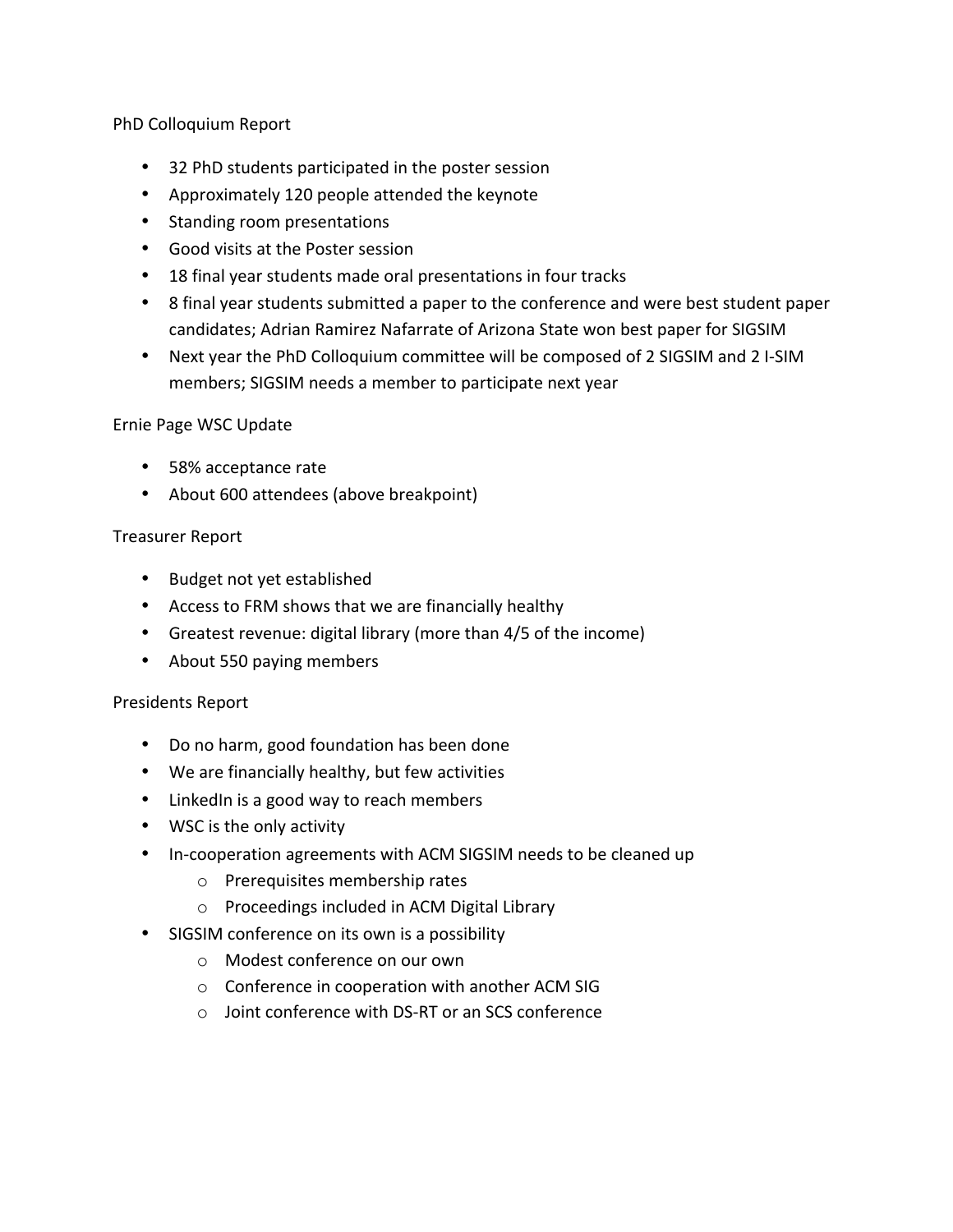PhD Colloquium Report

- 32 PhD students participated in the poster session
- Approximately 120 people attended the keynote
- Standing room presentations
- Good visits at the Poster session
- 18 final year students made oral presentations in four tracks
- 8 final year students submitted a paper to the conference and were best student paper candidates; Adrian Ramirez Nafarrate of Arizona State won best paper for SIGSIM
- Next year the PhD Colloquium committee will be composed of 2 SIGSIM and 2 I-SIM members; SIGSIM needs a member to participate next year

Ernie Page WSC Update

- 58% acceptance rate
- About 600 attendees (above breakpoint)

Treasurer Report

- Budget not yet established
- Access to FRM shows that we are financially healthy
- Greatest revenue: digital library (more than 4/5 of the income)
- About 550 paying members

Presidents Report

- Do no harm, good foundation has been done
- We are financially healthy, but few activities
- LinkedIn is a good way to reach members
- WSC is the only activity
- In-cooperation agreements with ACM SIGSIM needs to be cleaned up
    - Prerequisites membership rates
    - Proceedings included in ACM Digital Library
- SIGSIM conference on its own is a possibility
    - Modest conference on our own
    - Conference in cooperation with another ACM SIG
    - Joint conference with DS-RT or an SCS conference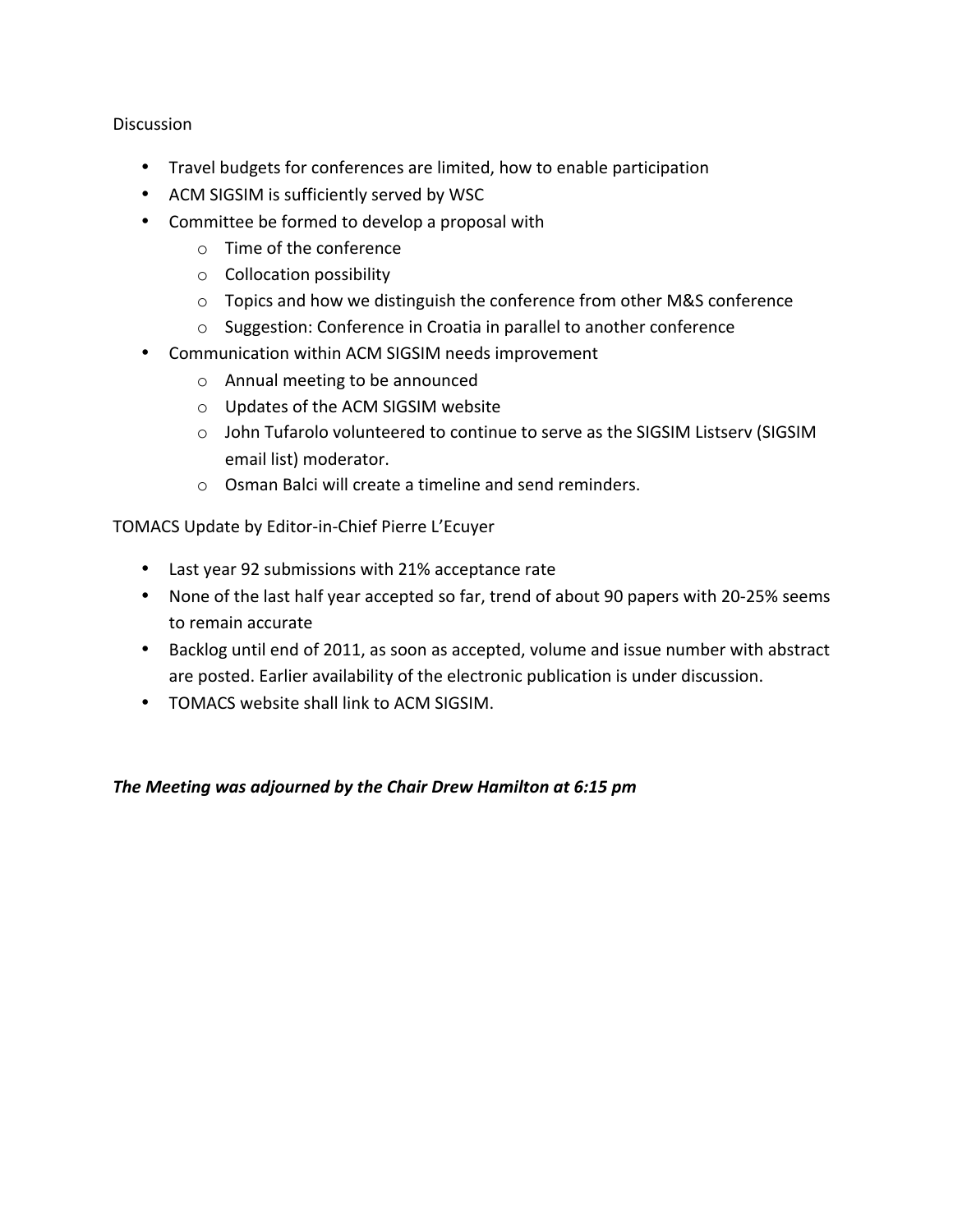Discussion

- Travel budgets for conferences are limited, how to enable participation
- ACM SIGSIM is sufficiently served by WSC
- Committee be formed to develop a proposal with
  - Time of the conference
  - Collocation possibility
  - Topics and how we distinguish the conference from other M&S conference
  - Suggestion: Conference in Croatia in parallel to another conference
- Communication within ACM SIGSIM needs improvement
  - Annual meeting to be announced
  - Updates of the ACM SIGSIM website
  - John Tufarolo volunteered to continue to serve as the SIGSIM Listserv (SIGSIM email list) moderator.
  - Osman Balci will create a timeline and send reminders.

TOMACS Update by Editor-in-Chief Pierre L'Ecuyer

- Last year 92 submissions with 21% acceptance rate
- None of the last half year accepted so far, trend of about 90 papers with 20-25% seems to remain accurate
- Backlog until end of 2011, as soon as accepted, volume and issue number with abstract are posted. Earlier availability of the electronic publication is under discussion.
- TOMACS website shall link to ACM SIGSIM.

***The Meeting was adjourned by the Chair Drew Hamilton at 6:15 pm***